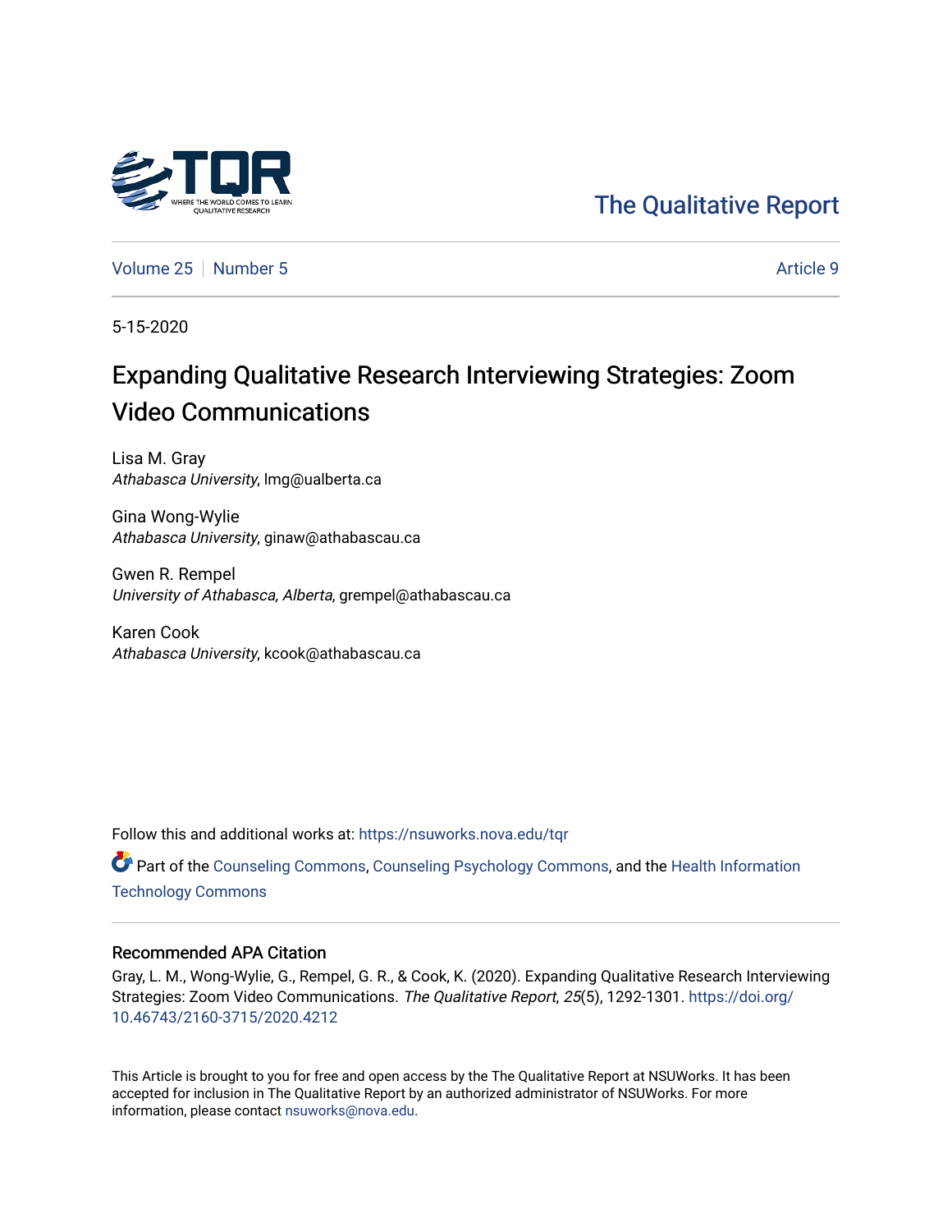The Qualitative Report

Volume 25 | Number 5 | Article 9

5-15-2020

# Expanding Qualitative Research Interviewing Strategies: Zoom Video Communications

Lisa M. Gray
*Athabasca University*, lmg@ualberta.ca

Gina Wong-Wylie
*Athabasca University*, ginaw@athabascau.ca

Gwen R. Rempel
*University of Athabasca, Alberta*, grempel@athabascau.ca

Karen Cook
*Athabasca University*, kcook@athabascau.ca

Follow this and additional works at: https://nsuworks.nova.edu/tqr

Part of the Counseling Commons, Counseling Psychology Commons, and the Health Information Technology Commons

## Recommended APA Citation

Gray, L. M., Wong-Wylie, G., Rempel, G. R., & Cook, K. (2020). Expanding Qualitative Research Interviewing Strategies: Zoom Video Communications. *The Qualitative Report*, *25*(5), 1292-1301. https://doi.org/10.46743/2160-3715/2020.4212

This Article is brought to you for free and open access by the The Qualitative Report at NSUWorks. It has been accepted for inclusion in The Qualitative Report by an authorized administrator of NSUWorks. For more information, please contact nsuworks@nova.edu.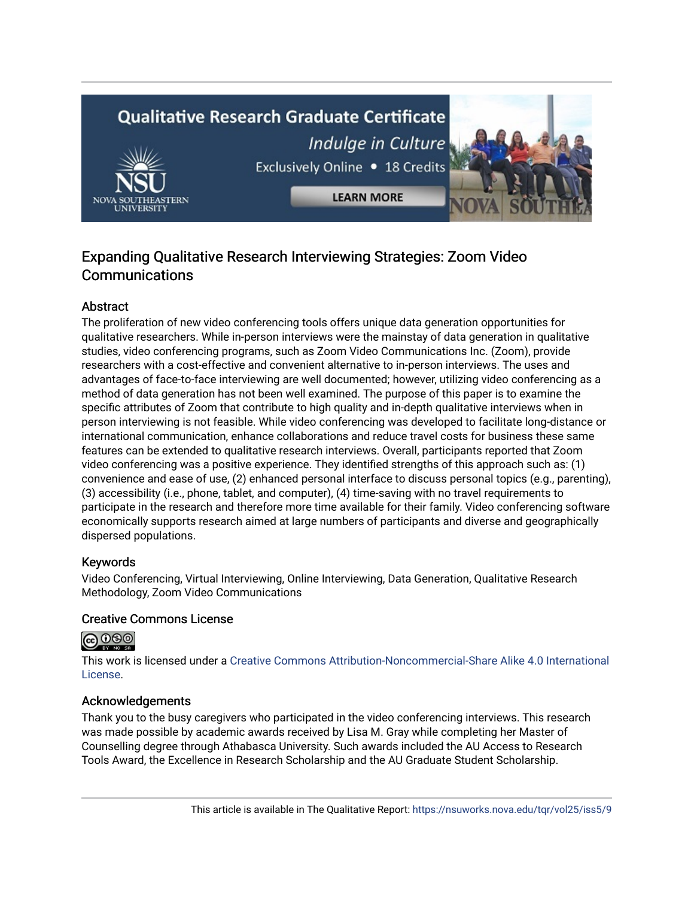## Expanding Qualitative Research Interviewing Strategies: Zoom Video Communications

### Abstract

The proliferation of new video conferencing tools offers unique data generation opportunities for qualitative researchers. While in-person interviews were the mainstay of data generation in qualitative studies, video conferencing programs, such as Zoom Video Communications Inc. (Zoom), provide researchers with a cost-effective and convenient alternative to in-person interviews. The uses and advantages of face-to-face interviewing are well documented; however, utilizing video conferencing as a method of data generation has not been well examined. The purpose of this paper is to examine the specific attributes of Zoom that contribute to high quality and in-depth qualitative interviews when in person interviewing is not feasible. While video conferencing was developed to facilitate long-distance or international communication, enhance collaborations and reduce travel costs for business these same features can be extended to qualitative research interviews. Overall, participants reported that Zoom video conferencing was a positive experience. They identified strengths of this approach such as: (1) convenience and ease of use, (2) enhanced personal interface to discuss personal topics (e.g., parenting), (3) accessibility (i.e., phone, tablet, and computer), (4) time-saving with no travel requirements to participate in the research and therefore more time available for their family. Video conferencing software economically supports research aimed at large numbers of participants and diverse and geographically dispersed populations.

### Keywords

Video Conferencing, Virtual Interviewing, Online Interviewing, Data Generation, Qualitative Research Methodology, Zoom Video Communications

### Creative Commons License

This work is licensed under a Creative Commons Attribution-Noncommercial-Share Alike 4.0 International License.

### Acknowledgements

Thank you to the busy caregivers who participated in the video conferencing interviews. This research was made possible by academic awards received by Lisa M. Gray while completing her Master of Counselling degree through Athabasca University. Such awards included the AU Access to Research Tools Award, the Excellence in Research Scholarship and the AU Graduate Student Scholarship.

This article is available in The Qualitative Report: https://nsuworks.nova.edu/tqr/vol25/iss5/9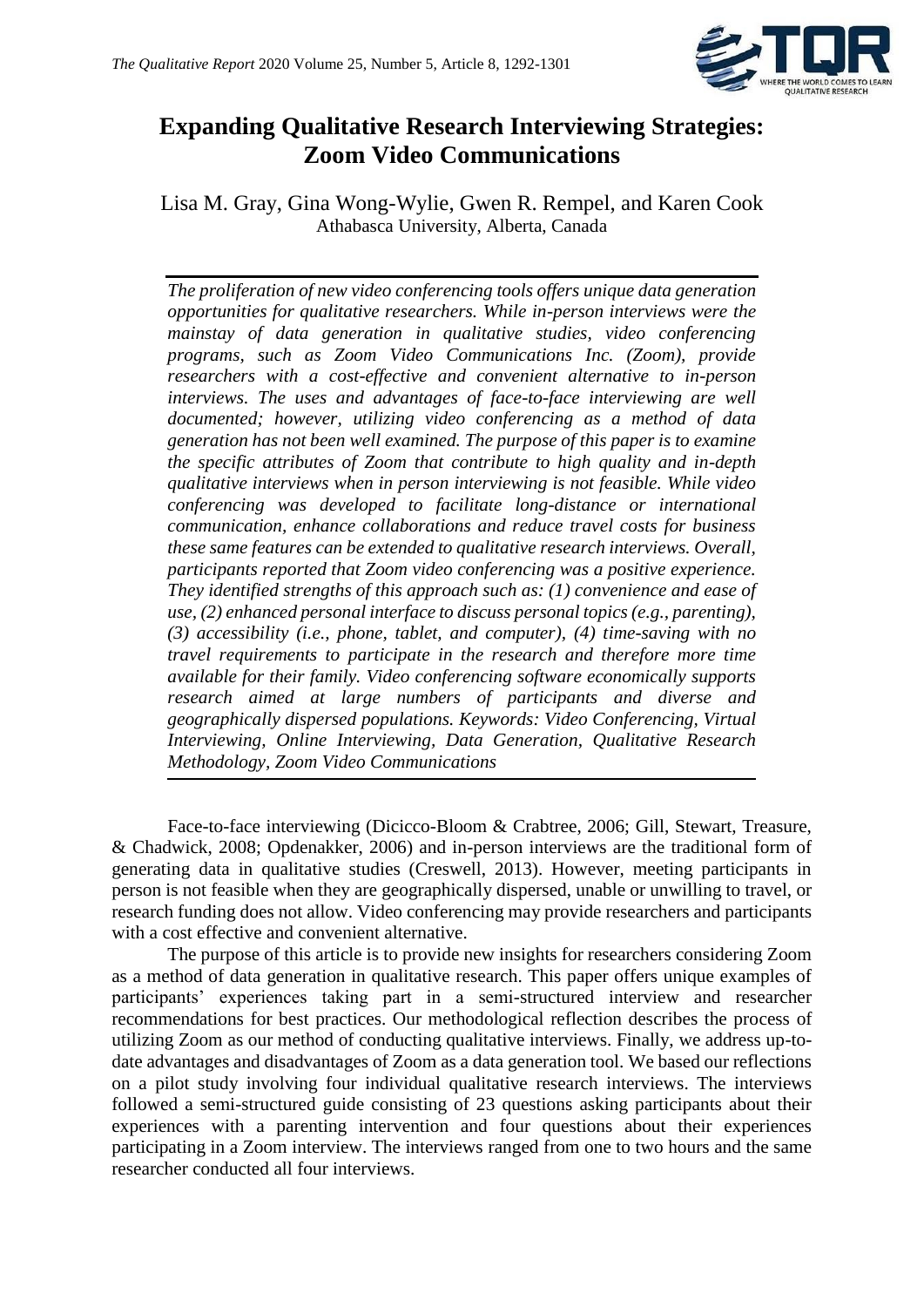# Expanding Qualitative Research Interviewing Strategies: Zoom Video Communications

Lisa M. Gray, Gina Wong-Wylie, Gwen R. Rempel, and Karen Cook
Athabasca University, Alberta, Canada

*The proliferation of new video conferencing tools offers unique data generation opportunities for qualitative researchers. While in-person interviews were the mainstay of data generation in qualitative studies, video conferencing programs, such as Zoom Video Communications Inc. (Zoom), provide researchers with a cost-effective and convenient alternative to in-person interviews. The uses and advantages of face-to-face interviewing are well documented; however, utilizing video conferencing as a method of data generation has not been well examined. The purpose of this paper is to examine the specific attributes of Zoom that contribute to high quality and in-depth qualitative interviews when in person interviewing is not feasible. While video conferencing was developed to facilitate long-distance or international communication, enhance collaborations and reduce travel costs for business these same features can be extended to qualitative research interviews. Overall, participants reported that Zoom video conferencing was a positive experience. They identified strengths of this approach such as: (1) convenience and ease of use, (2) enhanced personal interface to discuss personal topics (e.g., parenting), (3) accessibility (i.e., phone, tablet, and computer), (4) time-saving with no travel requirements to participate in the research and therefore more time available for their family. Video conferencing software economically supports research aimed at large numbers of participants and diverse and geographically dispersed populations. Keywords: Video Conferencing, Virtual Interviewing, Online Interviewing, Data Generation, Qualitative Research Methodology, Zoom Video Communications*

Face-to-face interviewing (Dicicco-Bloom & Crabtree, 2006; Gill, Stewart, Treasure, & Chadwick, 2008; Opdenakker, 2006) and in-person interviews are the traditional form of generating data in qualitative studies (Creswell, 2013). However, meeting participants in person is not feasible when they are geographically dispersed, unable or unwilling to travel, or research funding does not allow. Video conferencing may provide researchers and participants with a cost effective and convenient alternative.

The purpose of this article is to provide new insights for researchers considering Zoom as a method of data generation in qualitative research. This paper offers unique examples of participants' experiences taking part in a semi-structured interview and researcher recommendations for best practices. Our methodological reflection describes the process of utilizing Zoom as our method of conducting qualitative interviews. Finally, we address up-to-date advantages and disadvantages of Zoom as a data generation tool. We based our reflections on a pilot study involving four individual qualitative research interviews. The interviews followed a semi-structured guide consisting of 23 questions asking participants about their experiences with a parenting intervention and four questions about their experiences participating in a Zoom interview. The interviews ranged from one to two hours and the same researcher conducted all four interviews.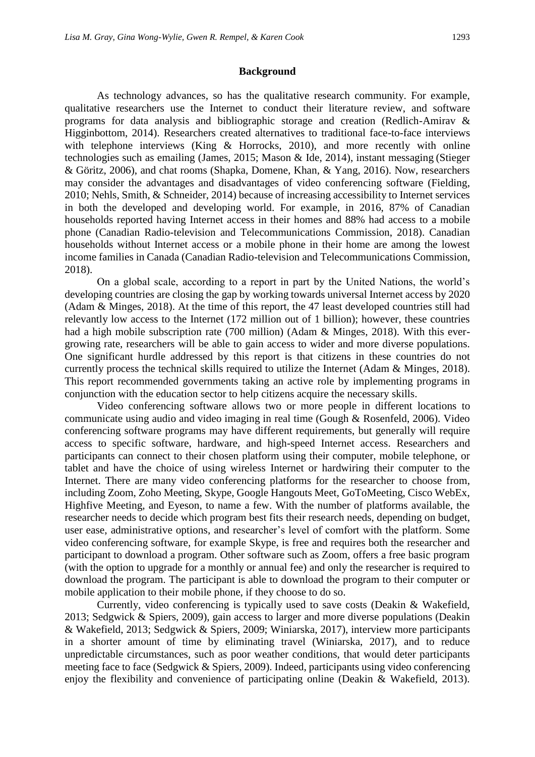## Background

As technology advances, so has the qualitative research community. For example, qualitative researchers use the Internet to conduct their literature review, and software programs for data analysis and bibliographic storage and creation (Redlich-Amirav & Higginbottom, 2014). Researchers created alternatives to traditional face-to-face interviews with telephone interviews (King & Horrocks, 2010), and more recently with online technologies such as emailing (James, 2015; Mason & Ide, 2014), instant messaging (Stieger & Göritz, 2006), and chat rooms (Shapka, Domene, Khan, & Yang, 2016). Now, researchers may consider the advantages and disadvantages of video conferencing software (Fielding, 2010; Nehls, Smith, & Schneider, 2014) because of increasing accessibility to Internet services in both the developed and developing world. For example, in 2016, 87% of Canadian households reported having Internet access in their homes and 88% had access to a mobile phone (Canadian Radio-television and Telecommunications Commission, 2018). Canadian households without Internet access or a mobile phone in their home are among the lowest income families in Canada (Canadian Radio-television and Telecommunications Commission, 2018).

On a global scale, according to a report in part by the United Nations, the world's developing countries are closing the gap by working towards universal Internet access by 2020 (Adam & Minges, 2018). At the time of this report, the 47 least developed countries still had relevantly low access to the Internet (172 million out of 1 billion); however, these countries had a high mobile subscription rate (700 million) (Adam & Minges, 2018). With this ever-growing rate, researchers will be able to gain access to wider and more diverse populations. One significant hurdle addressed by this report is that citizens in these countries do not currently process the technical skills required to utilize the Internet (Adam & Minges, 2018). This report recommended governments taking an active role by implementing programs in conjunction with the education sector to help citizens acquire the necessary skills.

Video conferencing software allows two or more people in different locations to communicate using audio and video imaging in real time (Gough & Rosenfeld, 2006). Video conferencing software programs may have different requirements, but generally will require access to specific software, hardware, and high-speed Internet access. Researchers and participants can connect to their chosen platform using their computer, mobile telephone, or tablet and have the choice of using wireless Internet or hardwiring their computer to the Internet. There are many video conferencing platforms for the researcher to choose from, including Zoom, Zoho Meeting, Skype, Google Hangouts Meet, GoToMeeting, Cisco WebEx, Highfive Meeting, and Eyeson, to name a few. With the number of platforms available, the researcher needs to decide which program best fits their research needs, depending on budget, user ease, administrative options, and researcher's level of comfort with the platform. Some video conferencing software, for example Skype, is free and requires both the researcher and participant to download a program. Other software such as Zoom, offers a free basic program (with the option to upgrade for a monthly or annual fee) and only the researcher is required to download the program. The participant is able to download the program to their computer or mobile application to their mobile phone, if they choose to do so.

Currently, video conferencing is typically used to save costs (Deakin & Wakefield, 2013; Sedgwick & Spiers, 2009), gain access to larger and more diverse populations (Deakin & Wakefield, 2013; Sedgwick & Spiers, 2009; Winiarska, 2017), interview more participants in a shorter amount of time by eliminating travel (Winiarska, 2017), and to reduce unpredictable circumstances, such as poor weather conditions, that would deter participants meeting face to face (Sedgwick & Spiers, 2009). Indeed, participants using video conferencing enjoy the flexibility and convenience of participating online (Deakin & Wakefield, 2013).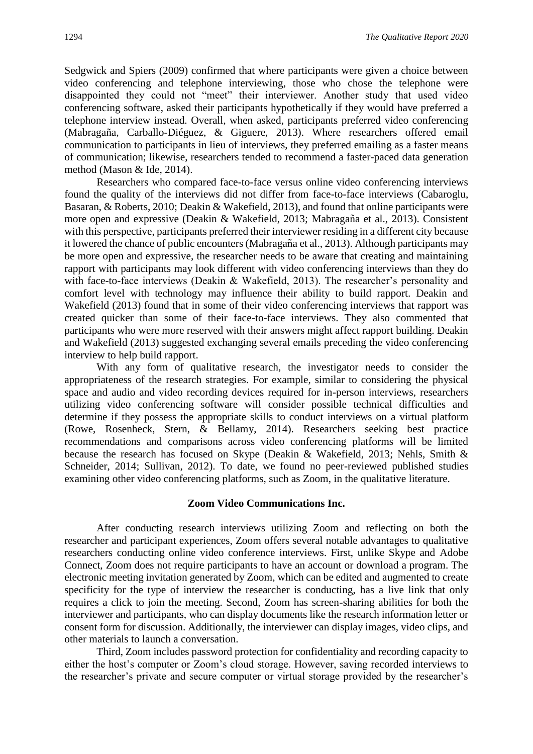Sedgwick and Spiers (2009) confirmed that where participants were given a choice between video conferencing and telephone interviewing, those who chose the telephone were disappointed they could not "meet" their interviewer. Another study that used video conferencing software, asked their participants hypothetically if they would have preferred a telephone interview instead. Overall, when asked, participants preferred video conferencing (Mabragaña, Carballo-Diéguez, & Giguere, 2013). Where researchers offered email communication to participants in lieu of interviews, they preferred emailing as a faster means of communication; likewise, researchers tended to recommend a faster-paced data generation method (Mason & Ide, 2014).

Researchers who compared face-to-face versus online video conferencing interviews found the quality of the interviews did not differ from face-to-face interviews (Cabaroglu, Basaran, & Roberts, 2010; Deakin & Wakefield, 2013), and found that online participants were more open and expressive (Deakin & Wakefield, 2013; Mabragaña et al., 2013). Consistent with this perspective, participants preferred their interviewer residing in a different city because it lowered the chance of public encounters (Mabragaña et al., 2013). Although participants may be more open and expressive, the researcher needs to be aware that creating and maintaining rapport with participants may look different with video conferencing interviews than they do with face-to-face interviews (Deakin & Wakefield, 2013). The researcher's personality and comfort level with technology may influence their ability to build rapport. Deakin and Wakefield (2013) found that in some of their video conferencing interviews that rapport was created quicker than some of their face-to-face interviews. They also commented that participants who were more reserved with their answers might affect rapport building. Deakin and Wakefield (2013) suggested exchanging several emails preceding the video conferencing interview to help build rapport.

With any form of qualitative research, the investigator needs to consider the appropriateness of the research strategies. For example, similar to considering the physical space and audio and video recording devices required for in-person interviews, researchers utilizing video conferencing software will consider possible technical difficulties and determine if they possess the appropriate skills to conduct interviews on a virtual platform (Rowe, Rosenheck, Stern, & Bellamy, 2014). Researchers seeking best practice recommendations and comparisons across video conferencing platforms will be limited because the research has focused on Skype (Deakin & Wakefield, 2013; Nehls, Smith & Schneider, 2014; Sullivan, 2012). To date, we found no peer-reviewed published studies examining other video conferencing platforms, such as Zoom, in the qualitative literature.

## Zoom Video Communications Inc.

After conducting research interviews utilizing Zoom and reflecting on both the researcher and participant experiences, Zoom offers several notable advantages to qualitative researchers conducting online video conference interviews. First, unlike Skype and Adobe Connect, Zoom does not require participants to have an account or download a program. The electronic meeting invitation generated by Zoom, which can be edited and augmented to create specificity for the type of interview the researcher is conducting, has a live link that only requires a click to join the meeting. Second, Zoom has screen-sharing abilities for both the interviewer and participants, who can display documents like the research information letter or consent form for discussion. Additionally, the interviewer can display images, video clips, and other materials to launch a conversation.

Third, Zoom includes password protection for confidentiality and recording capacity to either the host's computer or Zoom's cloud storage. However, saving recorded interviews to the researcher's private and secure computer or virtual storage provided by the researcher's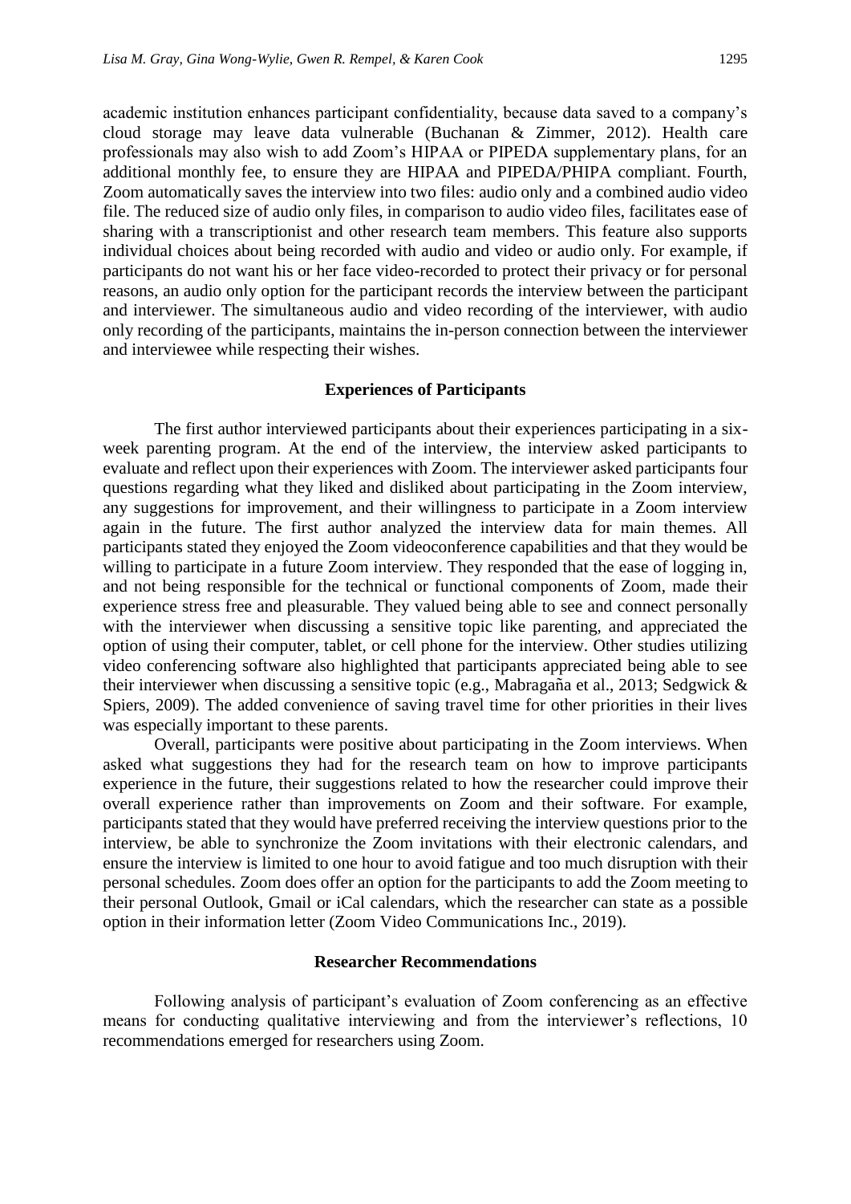academic institution enhances participant confidentiality, because data saved to a company's cloud storage may leave data vulnerable (Buchanan & Zimmer, 2012). Health care professionals may also wish to add Zoom's HIPAA or PIPEDA supplementary plans, for an additional monthly fee, to ensure they are HIPAA and PIPEDA/PHIPA compliant. Fourth, Zoom automatically saves the interview into two files: audio only and a combined audio video file. The reduced size of audio only files, in comparison to audio video files, facilitates ease of sharing with a transcriptionist and other research team members. This feature also supports individual choices about being recorded with audio and video or audio only. For example, if participants do not want his or her face video-recorded to protect their privacy or for personal reasons, an audio only option for the participant records the interview between the participant and interviewer. The simultaneous audio and video recording of the interviewer, with audio only recording of the participants, maintains the in-person connection between the interviewer and interviewee while respecting their wishes.

## Experiences of Participants

The first author interviewed participants about their experiences participating in a six-week parenting program. At the end of the interview, the interview asked participants to evaluate and reflect upon their experiences with Zoom. The interviewer asked participants four questions regarding what they liked and disliked about participating in the Zoom interview, any suggestions for improvement, and their willingness to participate in a Zoom interview again in the future. The first author analyzed the interview data for main themes. All participants stated they enjoyed the Zoom videoconference capabilities and that they would be willing to participate in a future Zoom interview. They responded that the ease of logging in, and not being responsible for the technical or functional components of Zoom, made their experience stress free and pleasurable. They valued being able to see and connect personally with the interviewer when discussing a sensitive topic like parenting, and appreciated the option of using their computer, tablet, or cell phone for the interview. Other studies utilizing video conferencing software also highlighted that participants appreciated being able to see their interviewer when discussing a sensitive topic (e.g., Mabragaña et al., 2013; Sedgwick & Spiers, 2009). The added convenience of saving travel time for other priorities in their lives was especially important to these parents.

Overall, participants were positive about participating in the Zoom interviews. When asked what suggestions they had for the research team on how to improve participants experience in the future, their suggestions related to how the researcher could improve their overall experience rather than improvements on Zoom and their software. For example, participants stated that they would have preferred receiving the interview questions prior to the interview, be able to synchronize the Zoom invitations with their electronic calendars, and ensure the interview is limited to one hour to avoid fatigue and too much disruption with their personal schedules. Zoom does offer an option for the participants to add the Zoom meeting to their personal Outlook, Gmail or iCal calendars, which the researcher can state as a possible option in their information letter (Zoom Video Communications Inc., 2019).

## Researcher Recommendations

Following analysis of participant's evaluation of Zoom conferencing as an effective means for conducting qualitative interviewing and from the interviewer's reflections, 10 recommendations emerged for researchers using Zoom.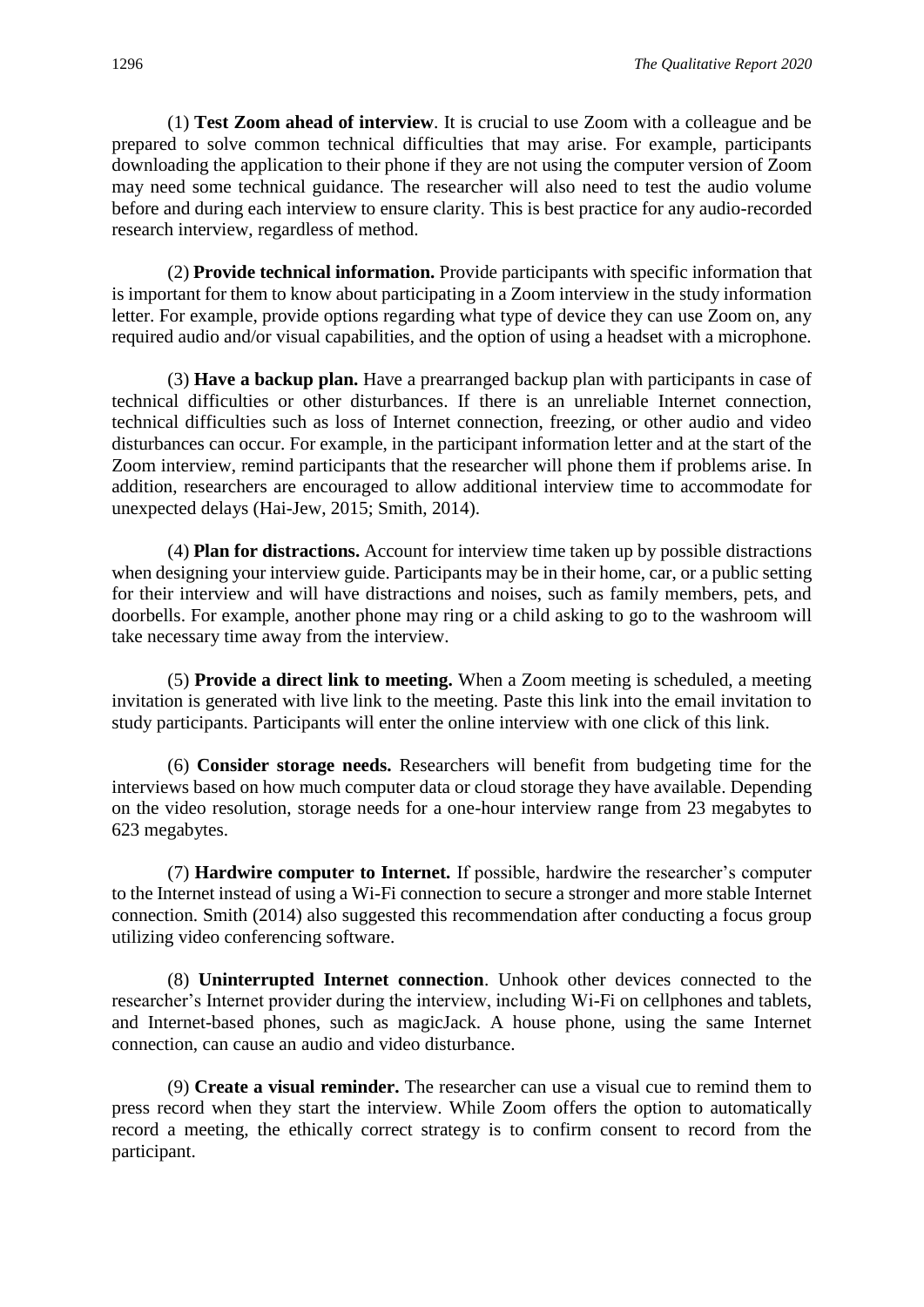(1) **Test Zoom ahead of interview**. It is crucial to use Zoom with a colleague and be prepared to solve common technical difficulties that may arise. For example, participants downloading the application to their phone if they are not using the computer version of Zoom may need some technical guidance. The researcher will also need to test the audio volume before and during each interview to ensure clarity. This is best practice for any audio-recorded research interview, regardless of method.

(2) **Provide technical information.** Provide participants with specific information that is important for them to know about participating in a Zoom interview in the study information letter. For example, provide options regarding what type of device they can use Zoom on, any required audio and/or visual capabilities, and the option of using a headset with a microphone.

(3) **Have a backup plan.** Have a prearranged backup plan with participants in case of technical difficulties or other disturbances. If there is an unreliable Internet connection, technical difficulties such as loss of Internet connection, freezing, or other audio and video disturbances can occur. For example, in the participant information letter and at the start of the Zoom interview, remind participants that the researcher will phone them if problems arise. In addition, researchers are encouraged to allow additional interview time to accommodate for unexpected delays (Hai-Jew, 2015; Smith, 2014).

(4) **Plan for distractions.** Account for interview time taken up by possible distractions when designing your interview guide. Participants may be in their home, car, or a public setting for their interview and will have distractions and noises, such as family members, pets, and doorbells. For example, another phone may ring or a child asking to go to the washroom will take necessary time away from the interview.

(5) **Provide a direct link to meeting.** When a Zoom meeting is scheduled, a meeting invitation is generated with live link to the meeting. Paste this link into the email invitation to study participants. Participants will enter the online interview with one click of this link.

(6) **Consider storage needs.** Researchers will benefit from budgeting time for the interviews based on how much computer data or cloud storage they have available. Depending on the video resolution, storage needs for a one-hour interview range from 23 megabytes to 623 megabytes.

(7) **Hardwire computer to Internet.** If possible, hardwire the researcher's computer to the Internet instead of using a Wi-Fi connection to secure a stronger and more stable Internet connection. Smith (2014) also suggested this recommendation after conducting a focus group utilizing video conferencing software.

(8) **Uninterrupted Internet connection**. Unhook other devices connected to the researcher's Internet provider during the interview, including Wi-Fi on cellphones and tablets, and Internet-based phones, such as magicJack. A house phone, using the same Internet connection, can cause an audio and video disturbance.

(9) **Create a visual reminder.** The researcher can use a visual cue to remind them to press record when they start the interview. While Zoom offers the option to automatically record a meeting, the ethically correct strategy is to confirm consent to record from the participant.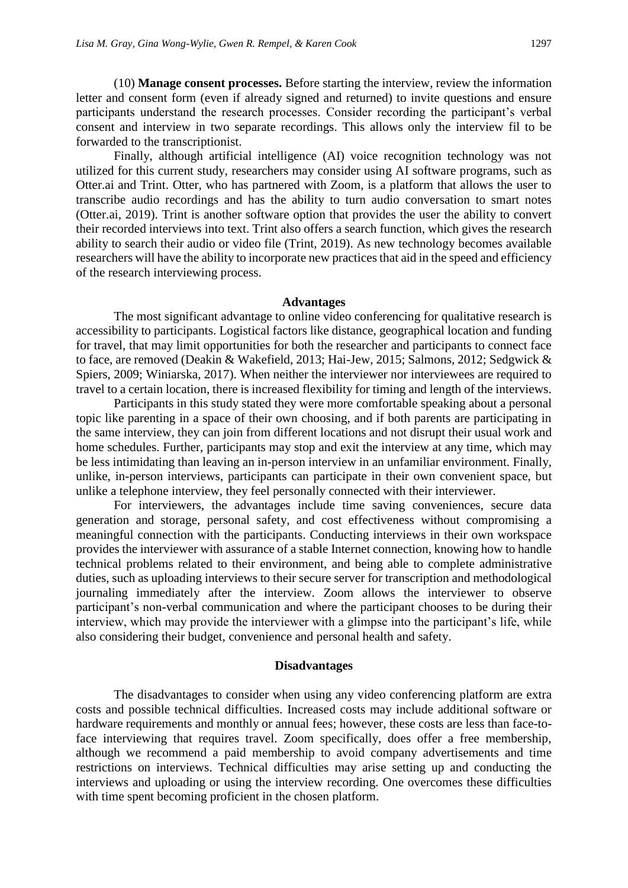(10) **Manage consent processes.** Before starting the interview, review the information letter and consent form (even if already signed and returned) to invite questions and ensure participants understand the research processes. Consider recording the participant's verbal consent and interview in two separate recordings. This allows only the interview fil to be forwarded to the transcriptionist.

Finally, although artificial intelligence (AI) voice recognition technology was not utilized for this current study, researchers may consider using AI software programs, such as Otter.ai and Trint. Otter, who has partnered with Zoom, is a platform that allows the user to transcribe audio recordings and has the ability to turn audio conversation to smart notes (Otter.ai, 2019). Trint is another software option that provides the user the ability to convert their recorded interviews into text. Trint also offers a search function, which gives the research ability to search their audio or video file (Trint, 2019). As new technology becomes available researchers will have the ability to incorporate new practices that aid in the speed and efficiency of the research interviewing process.

## Advantages

The most significant advantage to online video conferencing for qualitative research is accessibility to participants. Logistical factors like distance, geographical location and funding for travel, that may limit opportunities for both the researcher and participants to connect face to face, are removed (Deakin & Wakefield, 2013; Hai-Jew, 2015; Salmons, 2012; Sedgwick & Spiers, 2009; Winiarska, 2017). When neither the interviewer nor interviewees are required to travel to a certain location, there is increased flexibility for timing and length of the interviews.

Participants in this study stated they were more comfortable speaking about a personal topic like parenting in a space of their own choosing, and if both parents are participating in the same interview, they can join from different locations and not disrupt their usual work and home schedules. Further, participants may stop and exit the interview at any time, which may be less intimidating than leaving an in-person interview in an unfamiliar environment. Finally, unlike, in-person interviews, participants can participate in their own convenient space, but unlike a telephone interview, they feel personally connected with their interviewer.

For interviewers, the advantages include time saving conveniences, secure data generation and storage, personal safety, and cost effectiveness without compromising a meaningful connection with the participants. Conducting interviews in their own workspace provides the interviewer with assurance of a stable Internet connection, knowing how to handle technical problems related to their environment, and being able to complete administrative duties, such as uploading interviews to their secure server for transcription and methodological journaling immediately after the interview. Zoom allows the interviewer to observe participant's non-verbal communication and where the participant chooses to be during their interview, which may provide the interviewer with a glimpse into the participant's life, while also considering their budget, convenience and personal health and safety.

## Disadvantages

The disadvantages to consider when using any video conferencing platform are extra costs and possible technical difficulties. Increased costs may include additional software or hardware requirements and monthly or annual fees; however, these costs are less than face-to-face interviewing that requires travel. Zoom specifically, does offer a free membership, although we recommend a paid membership to avoid company advertisements and time restrictions on interviews. Technical difficulties may arise setting up and conducting the interviews and uploading or using the interview recording. One overcomes these difficulties with time spent becoming proficient in the chosen platform.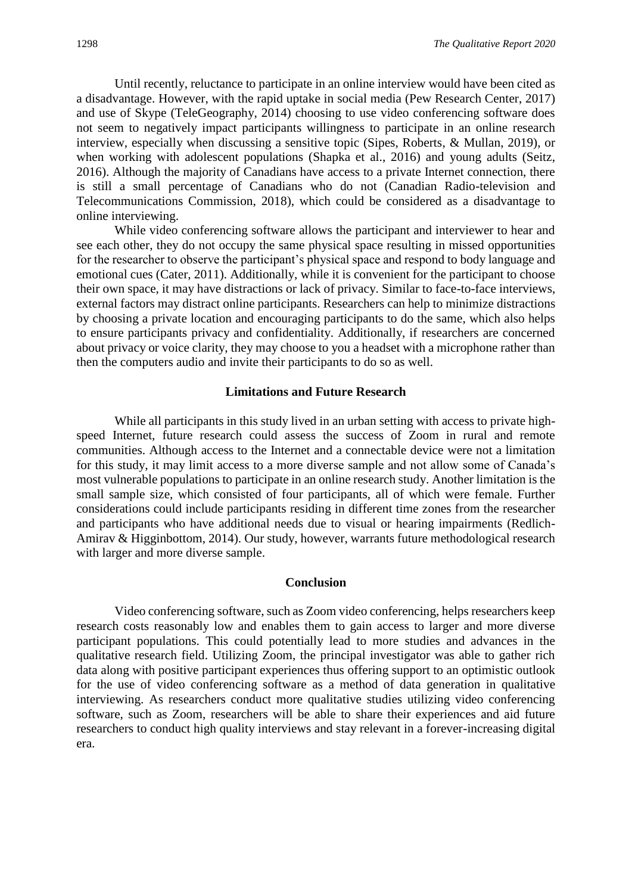Until recently, reluctance to participate in an online interview would have been cited as a disadvantage. However, with the rapid uptake in social media (Pew Research Center, 2017) and use of Skype (TeleGeography, 2014) choosing to use video conferencing software does not seem to negatively impact participants willingness to participate in an online research interview, especially when discussing a sensitive topic (Sipes, Roberts, & Mullan, 2019), or when working with adolescent populations (Shapka et al., 2016) and young adults (Seitz, 2016). Although the majority of Canadians have access to a private Internet connection, there is still a small percentage of Canadians who do not (Canadian Radio-television and Telecommunications Commission, 2018), which could be considered as a disadvantage to online interviewing.

While video conferencing software allows the participant and interviewer to hear and see each other, they do not occupy the same physical space resulting in missed opportunities for the researcher to observe the participant's physical space and respond to body language and emotional cues (Cater, 2011). Additionally, while it is convenient for the participant to choose their own space, it may have distractions or lack of privacy. Similar to face-to-face interviews, external factors may distract online participants. Researchers can help to minimize distractions by choosing a private location and encouraging participants to do the same, which also helps to ensure participants privacy and confidentiality. Additionally, if researchers are concerned about privacy or voice clarity, they may choose to you a headset with a microphone rather than then the computers audio and invite their participants to do so as well.

## Limitations and Future Research

While all participants in this study lived in an urban setting with access to private high-speed Internet, future research could assess the success of Zoom in rural and remote communities. Although access to the Internet and a connectable device were not a limitation for this study, it may limit access to a more diverse sample and not allow some of Canada's most vulnerable populations to participate in an online research study. Another limitation is the small sample size, which consisted of four participants, all of which were female. Further considerations could include participants residing in different time zones from the researcher and participants who have additional needs due to visual or hearing impairments (Redlich-Amirav & Higginbottom, 2014). Our study, however, warrants future methodological research with larger and more diverse sample.

## Conclusion

Video conferencing software, such as Zoom video conferencing, helps researchers keep research costs reasonably low and enables them to gain access to larger and more diverse participant populations. This could potentially lead to more studies and advances in the qualitative research field. Utilizing Zoom, the principal investigator was able to gather rich data along with positive participant experiences thus offering support to an optimistic outlook for the use of video conferencing software as a method of data generation in qualitative interviewing. As researchers conduct more qualitative studies utilizing video conferencing software, such as Zoom, researchers will be able to share their experiences and aid future researchers to conduct high quality interviews and stay relevant in a forever-increasing digital era.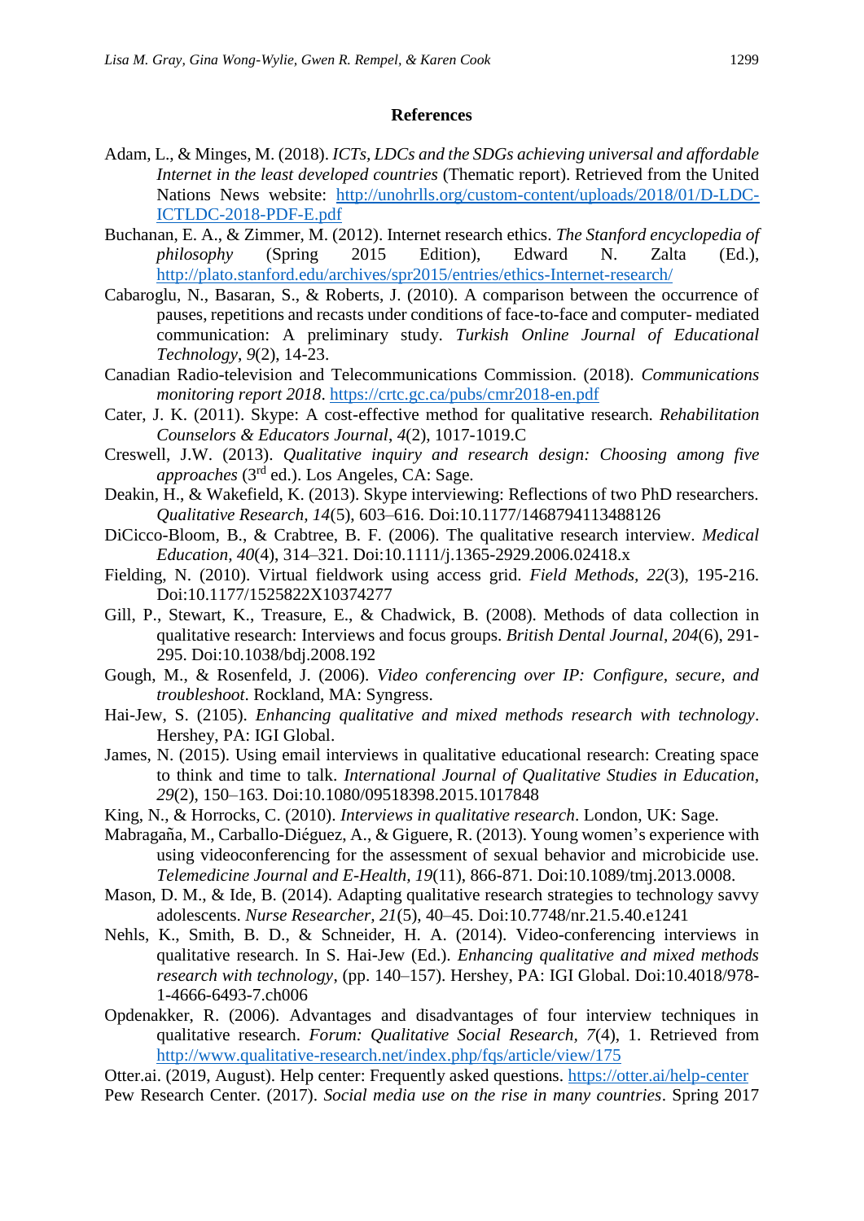## References

Adam, L., & Minges, M. (2018). *ICTs, LDCs and the SDGs achieving universal and affordable Internet in the least developed countries* (Thematic report). Retrieved from the United Nations News website: http://unohrlls.org/custom-content/uploads/2018/01/D-LDC-ICTLDC-2018-PDF-E.pdf

Buchanan, E. A., & Zimmer, M. (2012). Internet research ethics. *The Stanford encyclopedia of philosophy* (Spring 2015 Edition), Edward N. Zalta (Ed.), http://plato.stanford.edu/archives/spr2015/entries/ethics-Internet-research/

Cabaroglu, N., Basaran, S., & Roberts, J. (2010). A comparison between the occurrence of pauses, repetitions and recasts under conditions of face-to-face and computer- mediated communication: A preliminary study. *Turkish Online Journal of Educational Technology, 9*(2), 14-23.

Canadian Radio-television and Telecommunications Commission. (2018). *Communications monitoring report 2018*. https://crtc.gc.ca/pubs/cmr2018-en.pdf

Cater, J. K. (2011). Skype: A cost-effective method for qualitative research. *Rehabilitation Counselors & Educators Journal, 4*(2), 1017-1019.C

Creswell, J.W. (2013). *Qualitative inquiry and research design: Choosing among five approaches* (3rd ed.). Los Angeles, CA: Sage.

Deakin, H., & Wakefield, K. (2013). Skype interviewing: Reflections of two PhD researchers. *Qualitative Research, 14*(5), 603–616. Doi:10.1177/1468794113488126

DiCicco-Bloom, B., & Crabtree, B. F. (2006). The qualitative research interview. *Medical Education, 40*(4), 314–321. Doi:10.1111/j.1365-2929.2006.02418.x

Fielding, N. (2010). Virtual fieldwork using access grid. *Field Methods, 22*(3), 195-216. Doi:10.1177/1525822X10374277

Gill, P., Stewart, K., Treasure, E., & Chadwick, B. (2008). Methods of data collection in qualitative research: Interviews and focus groups. *British Dental Journal, 204*(6), 291-295. Doi:10.1038/bdj.2008.192

Gough, M., & Rosenfeld, J. (2006). *Video conferencing over IP: Configure, secure, and troubleshoot*. Rockland, MA: Syngress.

Hai-Jew, S. (2105). *Enhancing qualitative and mixed methods research with technology*. Hershey, PA: IGI Global.

James, N. (2015). Using email interviews in qualitative educational research: Creating space to think and time to talk. *International Journal of Qualitative Studies in Education, 29*(2), 150–163. Doi:10.1080/09518398.2015.1017848

King, N., & Horrocks, C. (2010). *Interviews in qualitative research*. London, UK: Sage.

Mabragaña, M., Carballo-Diéguez, A., & Giguere, R. (2013). Young women's experience with using videoconferencing for the assessment of sexual behavior and microbicide use. *Telemedicine Journal and E-Health, 19*(11), 866-871. Doi:10.1089/tmj.2013.0008.

Mason, D. M., & Ide, B. (2014). Adapting qualitative research strategies to technology savvy adolescents. *Nurse Researcher, 21*(5), 40–45. Doi:10.7748/nr.21.5.40.e1241

Nehls, K., Smith, B. D., & Schneider, H. A. (2014). Video-conferencing interviews in qualitative research. In S. Hai-Jew (Ed.). *Enhancing qualitative and mixed methods research with technology*, (pp. 140–157). Hershey, PA: IGI Global. Doi:10.4018/978-1-4666-6493-7.ch006

Opdenakker, R. (2006). Advantages and disadvantages of four interview techniques in qualitative research. *Forum: Qualitative Social Research, 7*(4), 1. Retrieved from http://www.qualitative-research.net/index.php/fqs/article/view/175

Otter.ai. (2019, August). Help center: Frequently asked questions. https://otter.ai/help-center

Pew Research Center. (2017). *Social media use on the rise in many countries*. Spring 2017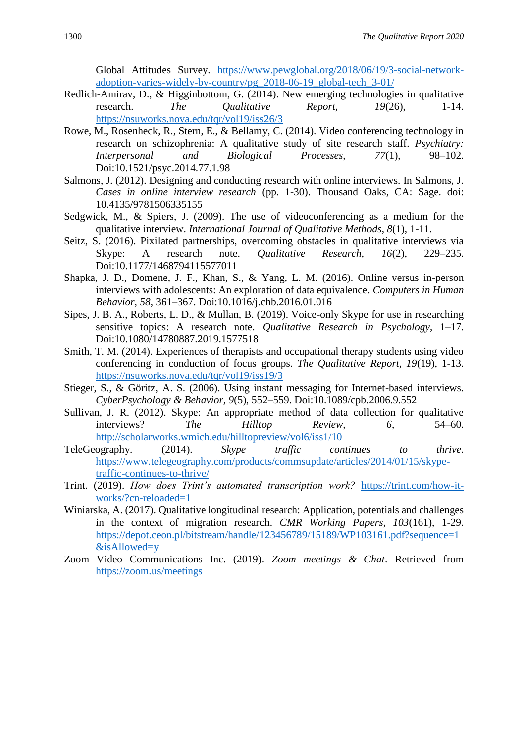Global Attitudes Survey. https://www.pewglobal.org/2018/06/19/3-social-network-adoption-varies-widely-by-country/pg_2018-06-19_global-tech_3-01/

Redlich-Amirav, D., & Higginbottom, G. (2014). New emerging technologies in qualitative research. *The Qualitative Report*, *19*(26), 1-14. https://nsuworks.nova.edu/tqr/vol19/iss26/3

Rowe, M., Rosenheck, R., Stern, E., & Bellamy, C. (2014). Video conferencing technology in research on schizophrenia: A qualitative study of site research staff. *Psychiatry: Interpersonal and Biological Processes*, *77*(1), 98–102. Doi:10.1521/psyc.2014.77.1.98

Salmons, J. (2012). Designing and conducting research with online interviews. In Salmons, J. *Cases in online interview research* (pp. 1-30). Thousand Oaks, CA: Sage. doi: 10.4135/9781506335155

Sedgwick, M., & Spiers, J. (2009). The use of videoconferencing as a medium for the qualitative interview. *International Journal of Qualitative Methods*, *8*(1), 1-11.

Seitz, S. (2016). Pixilated partnerships, overcoming obstacles in qualitative interviews via Skype: A research note. *Qualitative Research*, *16*(2), 229–235. Doi:10.1177/1468794115577011

Shapka, J. D., Domene, J. F., Khan, S., & Yang, L. M. (2016). Online versus in-person interviews with adolescents: An exploration of data equivalence. *Computers in Human Behavior*, *58*, 361–367. Doi:10.1016/j.chb.2016.01.016

Sipes, J. B. A., Roberts, L. D., & Mullan, B. (2019). Voice-only Skype for use in researching sensitive topics: A research note. *Qualitative Research in Psychology*, 1–17. Doi:10.1080/14780887.2019.1577518

Smith, T. M. (2014). Experiences of therapists and occupational therapy students using video conferencing in conduction of focus groups. *The Qualitative Report*, *19*(19), 1-13. https://nsuworks.nova.edu/tqr/vol19/iss19/3

Stieger, S., & Göritz, A. S. (2006). Using instant messaging for Internet-based interviews. *CyberPsychology & Behavior*, *9*(5), 552–559. Doi:10.1089/cpb.2006.9.552

Sullivan, J. R. (2012). Skype: An appropriate method of data collection for qualitative interviews? *The Hilltop Review*, *6*, 54–60. http://scholarworks.wmich.edu/hilltopreview/vol6/iss1/10

TeleGeography. (2014). *Skype traffic continues to thrive*. https://www.telegeography.com/products/commsupdate/articles/2014/01/15/skype-traffic-continues-to-thrive/

Trint. (2019). *How does Trint's automated transcription work?* https://trint.com/how-it-works/?cn-reloaded=1

Winiarska, A. (2017). Qualitative longitudinal research: Application, potentials and challenges in the context of migration research. *CMR Working Papers*, *103*(161), 1-29. https://depot.ceon.pl/bitstream/handle/123456789/15189/WP103161.pdf?sequence=1&isAllowed=y

Zoom Video Communications Inc. (2019). *Zoom meetings & Chat*. Retrieved from https://zoom.us/meetings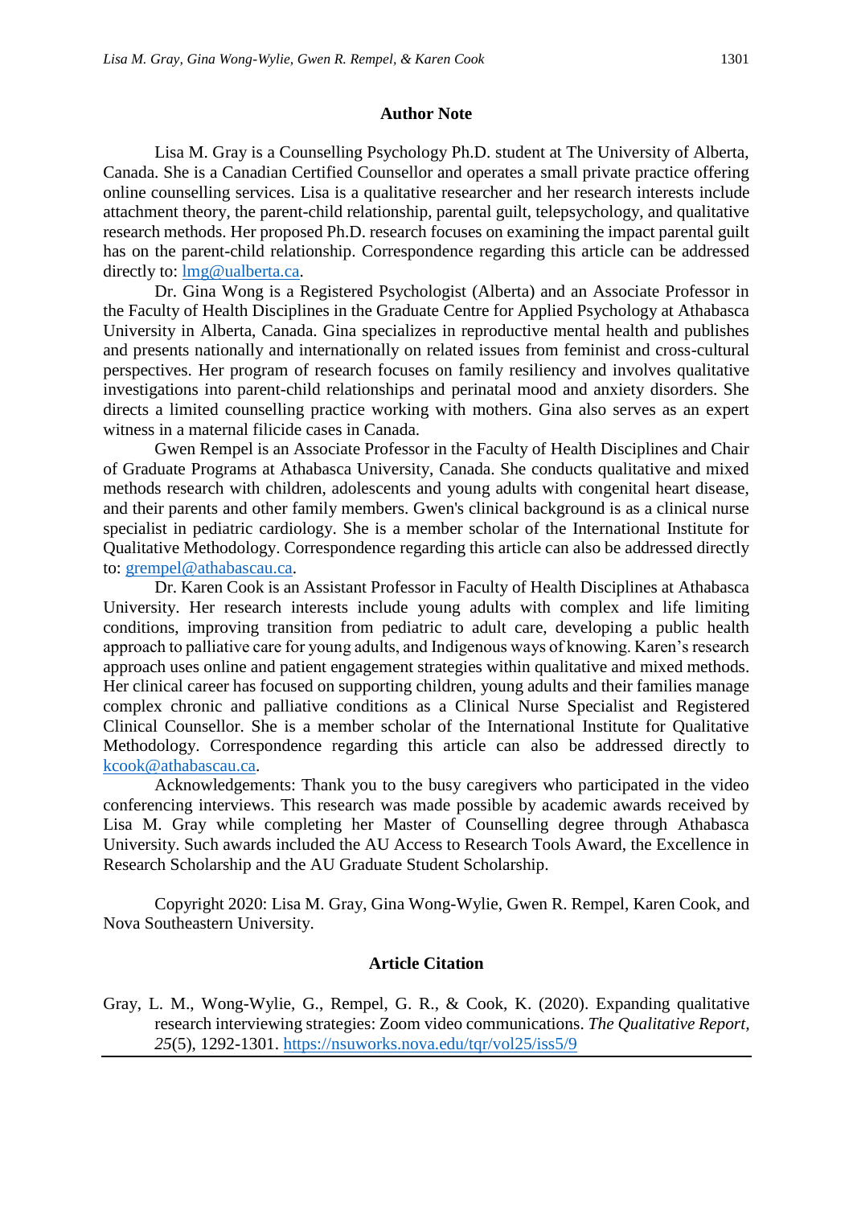## Author Note

Lisa M. Gray is a Counselling Psychology Ph.D. student at The University of Alberta, Canada. She is a Canadian Certified Counsellor and operates a small private practice offering online counselling services. Lisa is a qualitative researcher and her research interests include attachment theory, the parent-child relationship, parental guilt, telepsychology, and qualitative research methods. Her proposed Ph.D. research focuses on examining the impact parental guilt has on the parent-child relationship. Correspondence regarding this article can be addressed directly to: lmg@ualberta.ca.

Dr. Gina Wong is a Registered Psychologist (Alberta) and an Associate Professor in the Faculty of Health Disciplines in the Graduate Centre for Applied Psychology at Athabasca University in Alberta, Canada. Gina specializes in reproductive mental health and publishes and presents nationally and internationally on related issues from feminist and cross-cultural perspectives. Her program of research focuses on family resiliency and involves qualitative investigations into parent-child relationships and perinatal mood and anxiety disorders. She directs a limited counselling practice working with mothers. Gina also serves as an expert witness in a maternal filicide cases in Canada.

Gwen Rempel is an Associate Professor in the Faculty of Health Disciplines and Chair of Graduate Programs at Athabasca University, Canada. She conducts qualitative and mixed methods research with children, adolescents and young adults with congenital heart disease, and their parents and other family members. Gwen's clinical background is as a clinical nurse specialist in pediatric cardiology. She is a member scholar of the International Institute for Qualitative Methodology. Correspondence regarding this article can also be addressed directly to: grempel@athabascau.ca.

Dr. Karen Cook is an Assistant Professor in Faculty of Health Disciplines at Athabasca University. Her research interests include young adults with complex and life limiting conditions, improving transition from pediatric to adult care, developing a public health approach to palliative care for young adults, and Indigenous ways of knowing. Karen's research approach uses online and patient engagement strategies within qualitative and mixed methods. Her clinical career has focused on supporting children, young adults and their families manage complex chronic and palliative conditions as a Clinical Nurse Specialist and Registered Clinical Counsellor. She is a member scholar of the International Institute for Qualitative Methodology. Correspondence regarding this article can also be addressed directly to kcook@athabascau.ca.

Acknowledgements: Thank you to the busy caregivers who participated in the video conferencing interviews. This research was made possible by academic awards received by Lisa M. Gray while completing her Master of Counselling degree through Athabasca University. Such awards included the AU Access to Research Tools Award, the Excellence in Research Scholarship and the AU Graduate Student Scholarship.

Copyright 2020: Lisa M. Gray, Gina Wong-Wylie, Gwen R. Rempel, Karen Cook, and Nova Southeastern University.

## Article Citation

Gray, L. M., Wong-Wylie, G., Rempel, G. R., & Cook, K. (2020). Expanding qualitative research interviewing strategies: Zoom video communications. *The Qualitative Report, 25*(5), 1292-1301. https://nsuworks.nova.edu/tqr/vol25/iss5/9